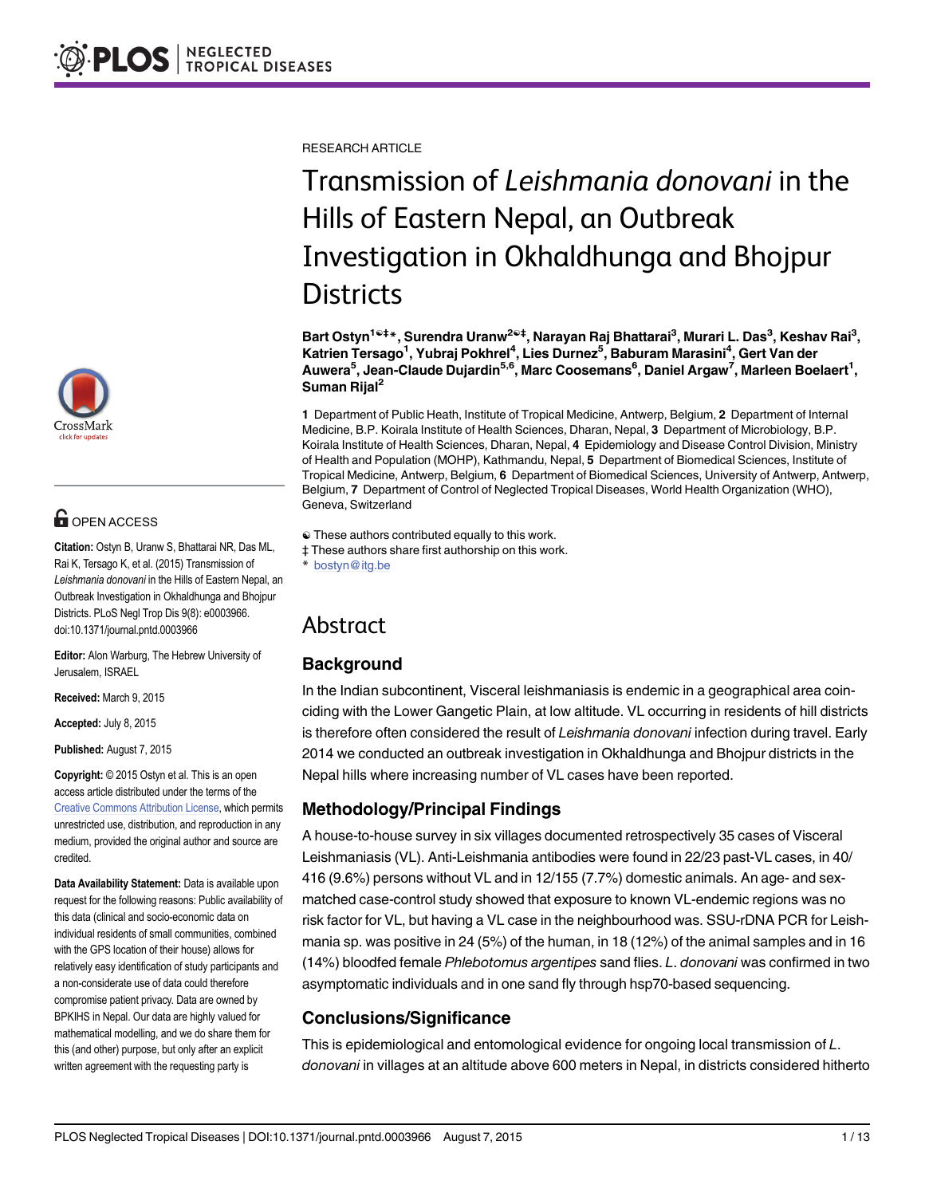RESEARCH ARTICLE

# Transmission of *Leishmania donovani* in the Hills of Eastern Nepal, an Outbreak Investigation in Okhaldhunga and Bhojpur Districts

**Bart Ostyn[1☯‡*], Surendra Uranw[2☯‡], Narayan Raj Bhattarai[3], Murari L. Das[3], Keshav Rai[3], Katrien Tersago[1], Yubraj Pokhrel[4], Lies Durnez[5], Baburam Marasini[4], Gert Van der Auwera[5], Jean-Claude Dujardin[5,6], Marc Coosemans[6], Daniel Argaw[7], Marleen Boelaert[1], Suman Rijal[2]**

**1** Department of Public Heath, Institute of Tropical Medicine, Antwerp, Belgium, **2** Department of Internal Medicine, B.P. Koirala Institute of Health Sciences, Dharan, Nepal, **3** Department of Microbiology, B.P. Koirala Institute of Health Sciences, Dharan, Nepal, **4** Epidemiology and Disease Control Division, Ministry of Health and Population (MOHP), Kathmandu, Nepal, **5** Department of Biomedical Sciences, Institute of Tropical Medicine, Antwerp, Belgium, **6** Department of Biomedical Sciences, University of Antwerp, Antwerp, Belgium, **7** Department of Control of Neglected Tropical Diseases, World Health Organization (WHO), Geneva, Switzerland

☯ These authors contributed equally to this work.
‡ These authors share first authorship on this work.
* bostyn@itg.be

OPEN ACCESS

**Citation:** Ostyn B, Uranw S, Bhattarai NR, Das ML, Rai K, Tersago K, et al. (2015) Transmission of *Leishmania donovani* in the Hills of Eastern Nepal, an Outbreak Investigation in Okhaldhunga and Bhojpur Districts. PLoS Negl Trop Dis 9(8): e0003966. doi:10.1371/journal.pntd.0003966

**Editor:** Alon Warburg, The Hebrew University of Jerusalem, ISRAEL

**Received:** March 9, 2015

**Accepted:** July 8, 2015

**Published:** August 7, 2015

**Copyright:** © 2015 Ostyn et al. This is an open access article distributed under the terms of the Creative Commons Attribution License, which permits unrestricted use, distribution, and reproduction in any medium, provided the original author and source are credited.

**Data Availability Statement:** Data is available upon request for the following reasons: Public availability of this data (clinical and socio-economic data on individual residents of small communities, combined with the GPS location of their house) allows for relatively easy identification of study participants and a non-considerate use of data could therefore compromise patient privacy. Data are owned by BPKIHS in Nepal. Our data are highly valued for mathematical modelling, and we do share them for this (and other) purpose, but only after an explicit written agreement with the requesting party is

## Abstract

### Background

In the Indian subcontinent, Visceral leishmaniasis is endemic in a geographical area coinciding with the Lower Gangetic Plain, at low altitude. VL occurring in residents of hill districts is therefore often considered the result of *Leishmania donovani* infection during travel. Early 2014 we conducted an outbreak investigation in Okhaldhunga and Bhojpur districts in the Nepal hills where increasing number of VL cases have been reported.

### Methodology/Principal Findings

A house-to-house survey in six villages documented retrospectively 35 cases of Visceral Leishmaniasis (VL). Anti-Leishmania antibodies were found in 22/23 past-VL cases, in 40/416 (9.6%) persons without VL and in 12/155 (7.7%) domestic animals. An age- and sex-matched case-control study showed that exposure to known VL-endemic regions was no risk factor for VL, but having a VL case in the neighbourhood was. SSU-rDNA PCR for Leishmania sp. was positive in 24 (5%) of the human, in 18 (12%) of the animal samples and in 16 (14%) bloodfed female *Phlebotomus argentipes* sand flies. *L. donovani* was confirmed in two asymptomatic individuals and in one sand fly through hsp70-based sequencing.

### Conclusions/Significance

This is epidemiological and entomological evidence for ongoing local transmission of *L. donovani* in villages at an altitude above 600 meters in Nepal, in districts considered hitherto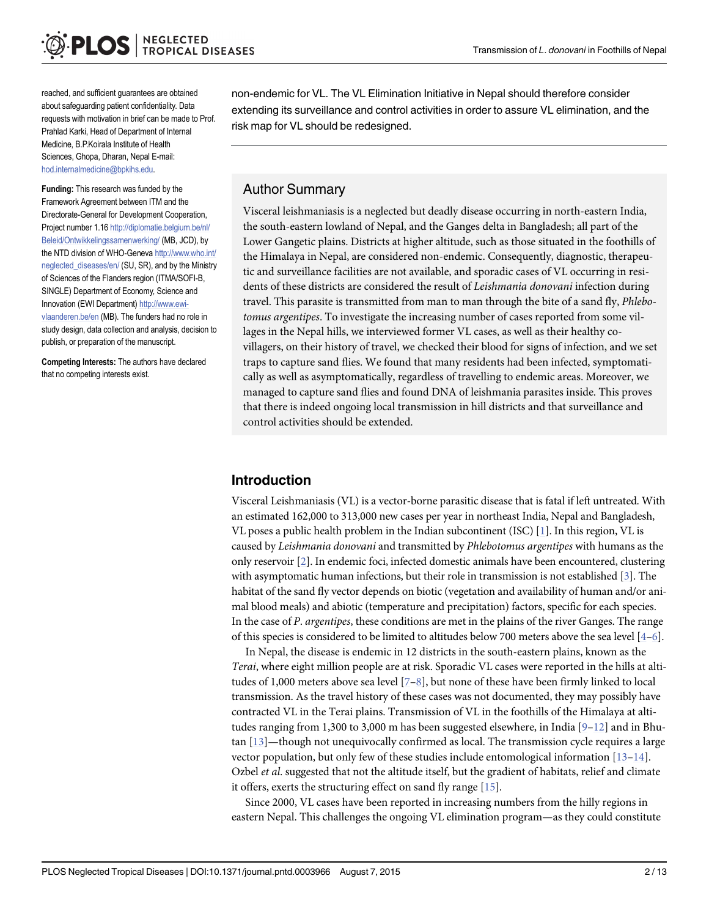reached, and sufficient guarantees are obtained about safeguarding patient confidentiality. Data requests with motivation in brief can be made to Prof. Prahlad Karki, Head of Department of Internal Medicine, B.P.Koirala Institute of Health Sciences, Ghopa, Dharan, Nepal E-mail: hod.internalmedicine@bpkihs.edu.

**Funding:** This research was funded by the Framework Agreement between ITM and the Directorate-General for Development Cooperation, Project number 1.16 http://diplomatie.belgium.be/nl/Beleid/Ontwikkelingssamenwerking/ (MB, JCD), by the NTD division of WHO-Geneva http://www.who.int/neglected_diseases/en/ (SU, SR), and by the Ministry of Sciences of the Flanders region (ITMA/SOFI-B, SINGLE) Department of Economy, Science and Innovation (EWI Department) http://www.ewi-vlaanderen.be/en (MB). The funders had no role in study design, data collection and analysis, decision to publish, or preparation of the manuscript.

**Competing Interests:** The authors have declared that no competing interests exist.

non-endemic for VL. The VL Elimination Initiative in Nepal should therefore consider extending its surveillance and control activities in order to assure VL elimination, and the risk map for VL should be redesigned.

## Author Summary

Visceral leishmaniasis is a neglected but deadly disease occurring in north-eastern India, the south-eastern lowland of Nepal, and the Ganges delta in Bangladesh; all part of the Lower Gangetic plains. Districts at higher altitude, such as those situated in the foothills of the Himalaya in Nepal, are considered non-endemic. Consequently, diagnostic, therapeutic and surveillance facilities are not available, and sporadic cases of VL occurring in residents of these districts are considered the result of *Leishmania donovani* infection during travel. This parasite is transmitted from man to man through the bite of a sand fly, *Phlebotomus argentipes*. To investigate the increasing number of cases reported from some villages in the Nepal hills, we interviewed former VL cases, as well as their healthy co-villagers, on their history of travel, we checked their blood for signs of infection, and we set traps to capture sand flies. We found that many residents had been infected, symptomatically as well as asymptomatically, regardless of travelling to endemic areas. Moreover, we managed to capture sand flies and found DNA of leishmania parasites inside. This proves that there is indeed ongoing local transmission in hill districts and that surveillance and control activities should be extended.

## Introduction

Visceral Leishmaniasis (VL) is a vector-borne parasitic disease that is fatal if left untreated. With an estimated 162,000 to 313,000 new cases per year in northeast India, Nepal and Bangladesh, VL poses a public health problem in the Indian subcontinent (ISC) [1]. In this region, VL is caused by *Leishmania donovani* and transmitted by *Phlebotomus argentipes* with humans as the only reservoir [2]. In endemic foci, infected domestic animals have been encountered, clustering with asymptomatic human infections, but their role in transmission is not established [3]. The habitat of the sand fly vector depends on biotic (vegetation and availability of human and/or animal blood meals) and abiotic (temperature and precipitation) factors, specific for each species. In the case of *P. argentipes*, these conditions are met in the plains of the river Ganges. The range of this species is considered to be limited to altitudes below 700 meters above the sea level [4–6].

In Nepal, the disease is endemic in 12 districts in the south-eastern plains, known as the *Terai*, where eight million people are at risk. Sporadic VL cases were reported in the hills at altitudes of 1,000 meters above sea level [7–8], but none of these have been firmly linked to local transmission. As the travel history of these cases was not documented, they may possibly have contracted VL in the Terai plains. Transmission of VL in the foothills of the Himalaya at altitudes ranging from 1,300 to 3,000 m has been suggested elsewhere, in India [9–12] and in Bhutan [13]—though not unequivocally confirmed as local. The transmission cycle requires a large vector population, but only few of these studies include entomological information [13–14]. Ozbel *et al*. suggested that not the altitude itself, but the gradient of habitats, relief and climate it offers, exerts the structuring effect on sand fly range [15].

Since 2000, VL cases have been reported in increasing numbers from the hilly regions in eastern Nepal. This challenges the ongoing VL elimination program—as they could constitute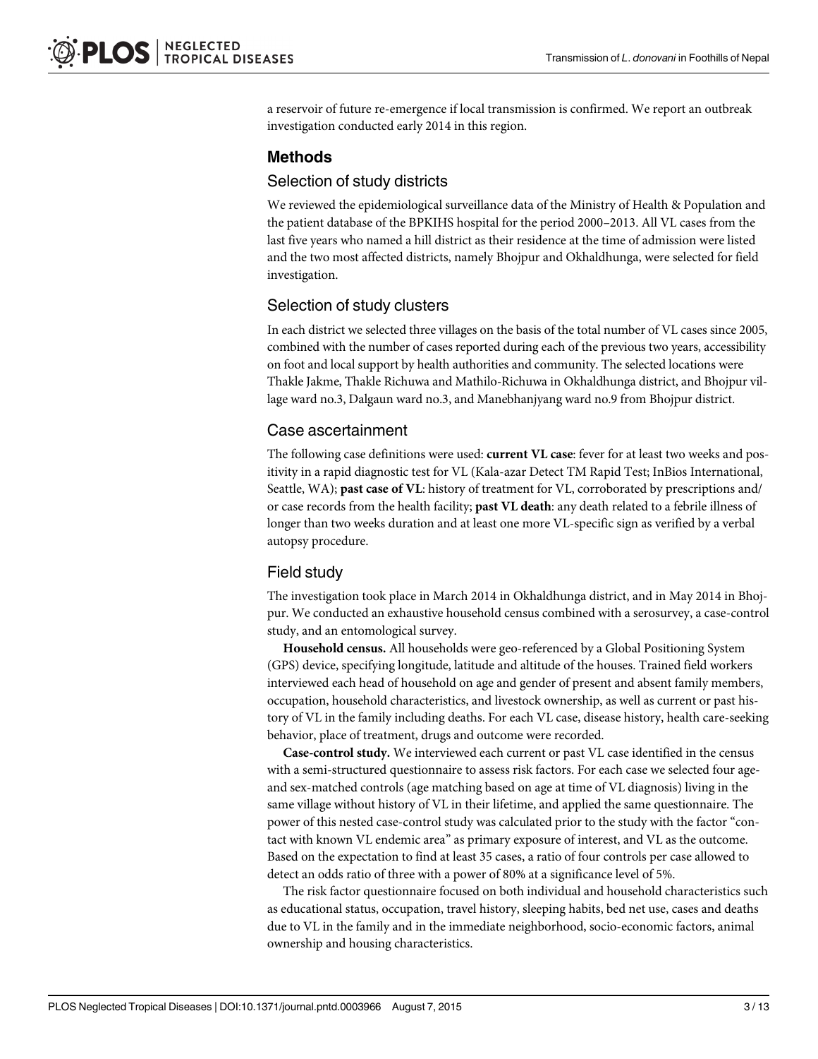a reservoir of future re-emergence if local transmission is confirmed. We report an outbreak investigation conducted early 2014 in this region.

## Methods

### Selection of study districts

We reviewed the epidemiological surveillance data of the Ministry of Health & Population and the patient database of the BPKIHS hospital for the period 2000–2013. All VL cases from the last five years who named a hill district as their residence at the time of admission were listed and the two most affected districts, namely Bhojpur and Okhaldhunga, were selected for field investigation.

### Selection of study clusters

In each district we selected three villages on the basis of the total number of VL cases since 2005, combined with the number of cases reported during each of the previous two years, accessibility on foot and local support by health authorities and community. The selected locations were Thakle Jakme, Thakle Richuwa and Mathilo-Richuwa in Okhaldhunga district, and Bhojpur village ward no.3, Dalgaun ward no.3, and Manebhanjyang ward no.9 from Bhojpur district.

### Case ascertainment

The following case definitions were used: **current VL case**: fever for at least two weeks and positivity in a rapid diagnostic test for VL (Kala-azar Detect TM Rapid Test; InBios International, Seattle, WA); **past case of VL**: history of treatment for VL, corroborated by prescriptions and/or case records from the health facility; **past VL death**: any death related to a febrile illness of longer than two weeks duration and at least one more VL-specific sign as verified by a verbal autopsy procedure.

### Field study

The investigation took place in March 2014 in Okhaldhunga district, and in May 2014 in Bhojpur. We conducted an exhaustive household census combined with a serosurvey, a case-control study, and an entomological survey.

**Household census.** All households were geo-referenced by a Global Positioning System (GPS) device, specifying longitude, latitude and altitude of the houses. Trained field workers interviewed each head of household on age and gender of present and absent family members, occupation, household characteristics, and livestock ownership, as well as current or past history of VL in the family including deaths. For each VL case, disease history, health care-seeking behavior, place of treatment, drugs and outcome were recorded.

**Case-control study.** We interviewed each current or past VL case identified in the census with a semi-structured questionnaire to assess risk factors. For each case we selected four age- and sex-matched controls (age matching based on age at time of VL diagnosis) living in the same village without history of VL in their lifetime, and applied the same questionnaire. The power of this nested case-control study was calculated prior to the study with the factor "contact with known VL endemic area" as primary exposure of interest, and VL as the outcome. Based on the expectation to find at least 35 cases, a ratio of four controls per case allowed to detect an odds ratio of three with a power of 80% at a significance level of 5%.

The risk factor questionnaire focused on both individual and household characteristics such as educational status, occupation, travel history, sleeping habits, bed net use, cases and deaths due to VL in the family and in the immediate neighborhood, socio-economic factors, animal ownership and housing characteristics.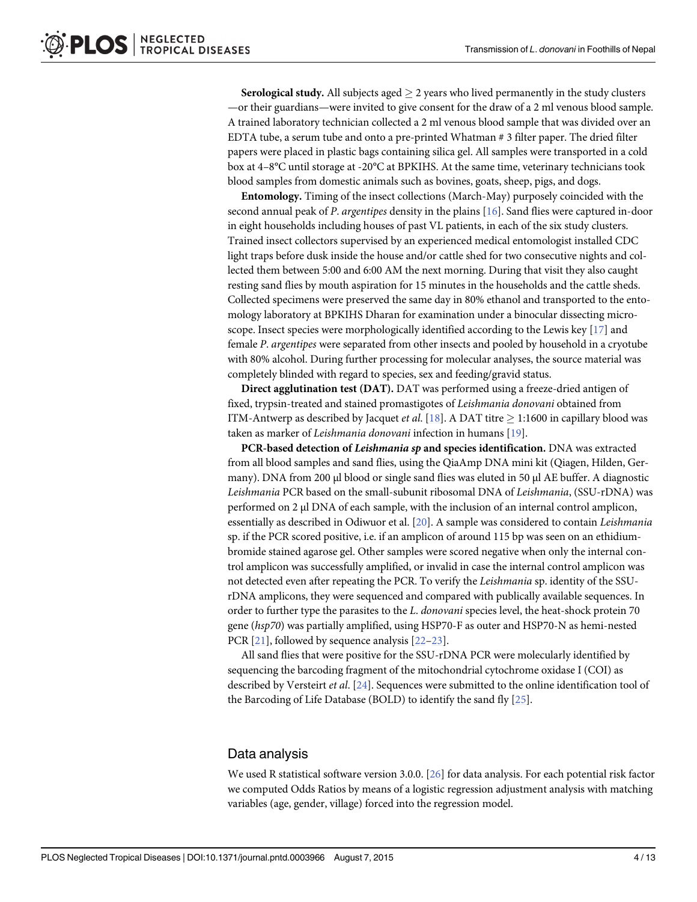**Serological study.** All subjects aged $\geq$ 2 years who lived permanently in the study clusters —or their guardians—were invited to give consent for the draw of a 2 ml venous blood sample. A trained laboratory technician collected a 2 ml venous blood sample that was divided over an EDTA tube, a serum tube and onto a pre-printed Whatman # 3 filter paper. The dried filter papers were placed in plastic bags containing silica gel. All samples were transported in a cold box at 4–8°C until storage at -20°C at BPKIHS. At the same time, veterinary technicians took blood samples from domestic animals such as bovines, goats, sheep, pigs, and dogs.

**Entomology.** Timing of the insect collections (March-May) purposely coincided with the second annual peak of *P*. *argentipes* density in the plains [16]. Sand flies were captured in-door in eight households including houses of past VL patients, in each of the six study clusters. Trained insect collectors supervised by an experienced medical entomologist installed CDC light traps before dusk inside the house and/or cattle shed for two consecutive nights and collected them between 5:00 and 6:00 AM the next morning. During that visit they also caught resting sand flies by mouth aspiration for 15 minutes in the households and the cattle sheds. Collected specimens were preserved the same day in 80% ethanol and transported to the entomology laboratory at BPKIHS Dharan for examination under a binocular dissecting microscope. Insect species were morphologically identified according to the Lewis key [17] and female *P*. *argentipes* were separated from other insects and pooled by household in a cryotube with 80% alcohol. During further processing for molecular analyses, the source material was completely blinded with regard to species, sex and feeding/gravid status.

**Direct agglutination test (DAT).** DAT was performed using a freeze-dried antigen of fixed, trypsin-treated and stained promastigotes of *Leishmania donovani* obtained from ITM-Antwerp as described by Jacquet *et al*. [18]. A DAT titre $\geq$ 1:1600 in capillary blood was taken as marker of *Leishmania donovani* infection in humans [19].

**PCR-based detection of *Leishmania sp* and species identification.** DNA was extracted from all blood samples and sand flies, using the QiaAmp DNA mini kit (Qiagen, Hilden, Germany). DNA from 200 μl blood or single sand flies was eluted in 50 μl AE buffer. A diagnostic *Leishmania* PCR based on the small-subunit ribosomal DNA of *Leishmania*, (SSU-rDNA) was performed on 2 μl DNA of each sample, with the inclusion of an internal control amplicon, essentially as described in Odiwuor et al. [20]. A sample was considered to contain *Leishmania* sp. if the PCR scored positive, i.e. if an amplicon of around 115 bp was seen on an ethidium-bromide stained agarose gel. Other samples were scored negative when only the internal control amplicon was successfully amplified, or invalid in case the internal control amplicon was not detected even after repeating the PCR. To verify the *Leishmania* sp. identity of the SSU-rDNA amplicons, they were sequenced and compared with publically available sequences. In order to further type the parasites to the *L*. *donovani* species level, the heat-shock protein 70 gene (*hsp70*) was partially amplified, using HSP70-F as outer and HSP70-N as hemi-nested PCR [21], followed by sequence analysis [22–23].

All sand flies that were positive for the SSU-rDNA PCR were molecularly identified by sequencing the barcoding fragment of the mitochondrial cytochrome oxidase I (COI) as described by Versteirt *et al*. [24]. Sequences were submitted to the online identification tool of the Barcoding of Life Database (BOLD) to identify the sand fly [25].

## Data analysis

We used R statistical software version 3.0.0. [26] for data analysis. For each potential risk factor we computed Odds Ratios by means of a logistic regression adjustment analysis with matching variables (age, gender, village) forced into the regression model.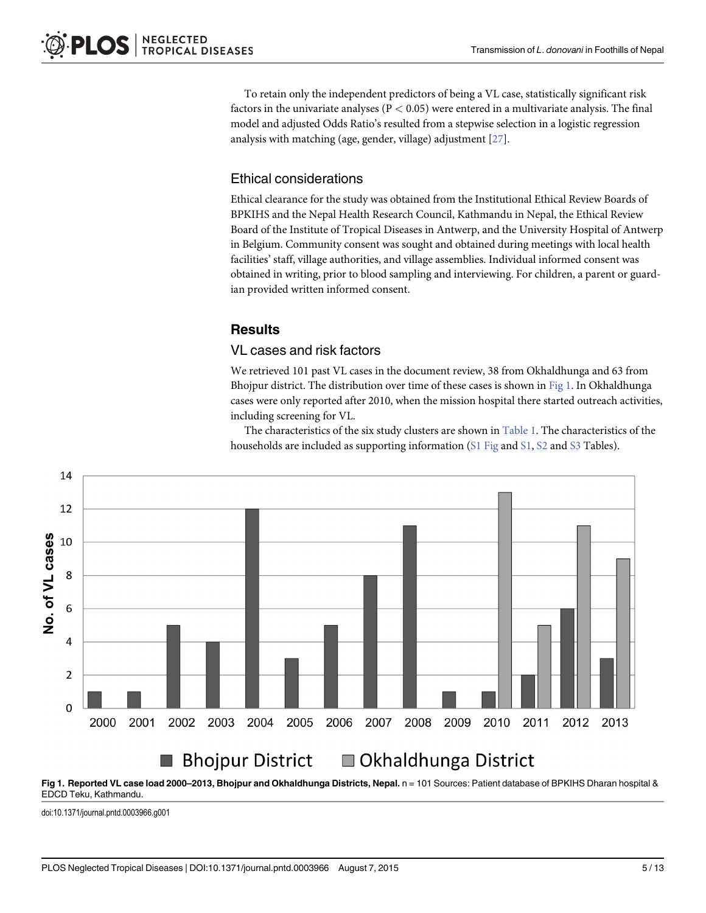To retain only the independent predictors of being a VL case, statistically significant risk factors in the univariate analyses ($P < 0.05$) were entered in a multivariate analysis. The final model and adjusted Odds Ratio's resulted from a stepwise selection in a logistic regression analysis with matching (age, gender, village) adjustment [27].

### Ethical considerations

Ethical clearance for the study was obtained from the Institutional Ethical Review Boards of BPKIHS and the Nepal Health Research Council, Kathmandu in Nepal, the Ethical Review Board of the Institute of Tropical Diseases in Antwerp, and the University Hospital of Antwerp in Belgium. Community consent was sought and obtained during meetings with local health facilities' staff, village authorities, and village assemblies. Individual informed consent was obtained in writing, prior to blood sampling and interviewing. For children, a parent or guardian provided written informed consent.

## Results

### VL cases and risk factors

We retrieved 101 past VL cases in the document review, 38 from Okhaldhunga and 63 from Bhojpur district. The distribution over time of these cases is shown in Fig 1. In Okhaldhunga cases were only reported after 2010, when the mission hospital there started outreach activities, including screening for VL.

The characteristics of the six study clusters are shown in Table 1. The characteristics of the households are included as supporting information (S1 Fig and S1, S2 and S3 Tables).

**Fig 1. Reported VL case load 2000–2013, Bhojpur and Okhaldhunga Districts, Nepal.** n = 101 Sources: Patient database of BPKIHS Dharan hospital & EDCD Teku, Kathmandu.

doi:10.1371/journal.pntd.0003966.g001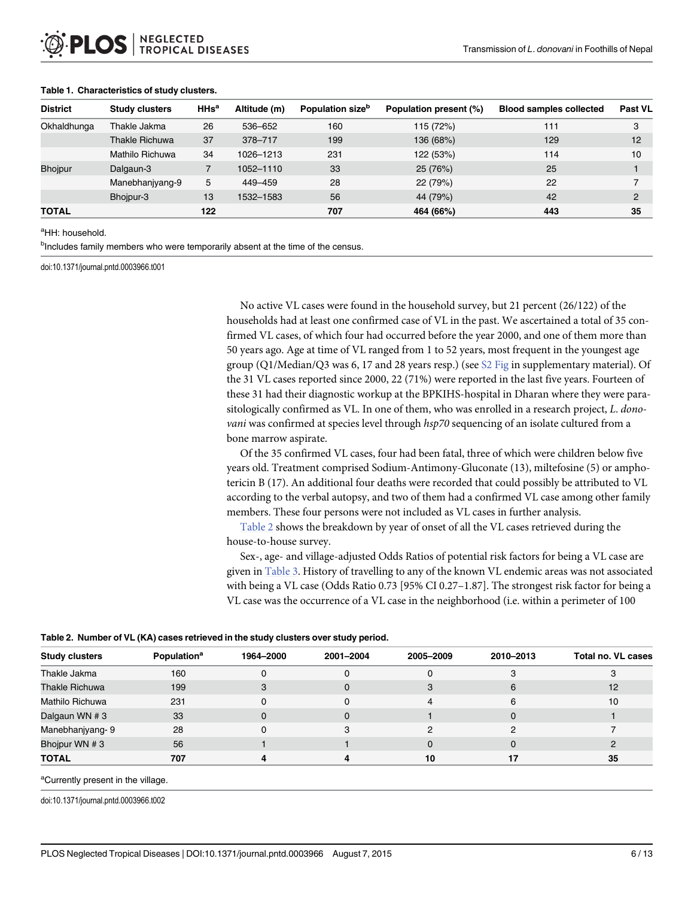**Table 1. Characteristics of study clusters.**

| District | Study clusters | HHs[a] | Altitude (m) | Population size[b] | Population present (%) | Blood samples collected | Past VL |
|---|---|---|---|---|---|---|---|
| Okhaldhunga | Thakle Jakma | 26 | 536–652 | 160 | 115 (72%) | 111 | 3 |
| | Thakle Richuwa | 37 | 378–717 | 199 | 136 (68%) | 129 | 12 |
| | Mathilo Richuwa | 34 | 1026–1213 | 231 | 122 (53%) | 114 | 10 |
| Bhojpur | Dalgaun-3 | 7 | 1052–1110 | 33 | 25 (76%) | 25 | 1 |
| | Manebhanjyang-9 | 5 | 449–459 | 28 | 22 (79%) | 22 | 7 |
| | Bhojpur-3 | 13 | 1532–1583 | 56 | 44 (79%) | 42 | 2 |
| **TOTAL** | | **122** | | **707** | **464 (66%)** | **443** | **35** |

[a]HH: household.

[b]Includes family members who were temporarily absent at the time of the census.

doi:10.1371/journal.pntd.0003966.t001

No active VL cases were found in the household survey, but 21 percent (26/122) of the households had at least one confirmed case of VL in the past. We ascertained a total of 35 confirmed VL cases, of which four had occurred before the year 2000, and one of them more than 50 years ago. Age at time of VL ranged from 1 to 52 years, most frequent in the youngest age group (Q1/Median/Q3 was 6, 17 and 28 years resp.) (see S2 Fig in supplementary material). Of the 31 VL cases reported since 2000, 22 (71%) were reported in the last five years. Fourteen of these 31 had their diagnostic workup at the BPKIHS-hospital in Dharan where they were parasitologically confirmed as VL. In one of them, who was enrolled in a research project, *L. donovani* was confirmed at species level through *hsp70* sequencing of an isolate cultured from a bone marrow aspirate.

Of the 35 confirmed VL cases, four had been fatal, three of which were children below five years old. Treatment comprised Sodium-Antimony-Gluconate (13), miltefosine (5) or amphotericin B (17). An additional four deaths were recorded that could possibly be attributed to VL according to the verbal autopsy, and two of them had a confirmed VL case among other family members. These four persons were not included as VL cases in further analysis.

Table 2 shows the breakdown by year of onset of all the VL cases retrieved during the house-to-house survey.

Sex-, age- and village-adjusted Odds Ratios of potential risk factors for being a VL case are given in Table 3. History of travelling to any of the known VL endemic areas was not associated with being a VL case (Odds Ratio 0.73 [95% CI 0.27–1.87]. The strongest risk factor for being a VL case was the occurrence of a VL case in the neighborhood (i.e. within a perimeter of 100

**Table 2. Number of VL (KA) cases retrieved in the study clusters over study period.**

| Study clusters | Population[a] | 1964–2000 | 2001–2004 | 2005–2009 | 2010–2013 | Total no. VL cases |
|---|---|---|---|---|---|---|
| Thakle Jakma | 160 | 0 | 0 | 0 | 3 | 3 |
| Thakle Richuwa | 199 | 3 | 0 | 3 | 6 | 12 |
| Mathilo Richuwa | 231 | 0 | 0 | 4 | 6 | 10 |
| Dalgaun WN # 3 | 33 | 0 | 0 | 1 | 0 | 1 |
| Manebhanjyang- 9 | 28 | 0 | 3 | 2 | 2 | 7 |
| Bhojpur WN # 3 | 56 | 1 | 1 | 0 | 0 | 2 |
| **TOTAL** | **707** | **4** | **4** | **10** | **17** | **35** |

[a]Currently present in the village.

doi:10.1371/journal.pntd.0003966.t002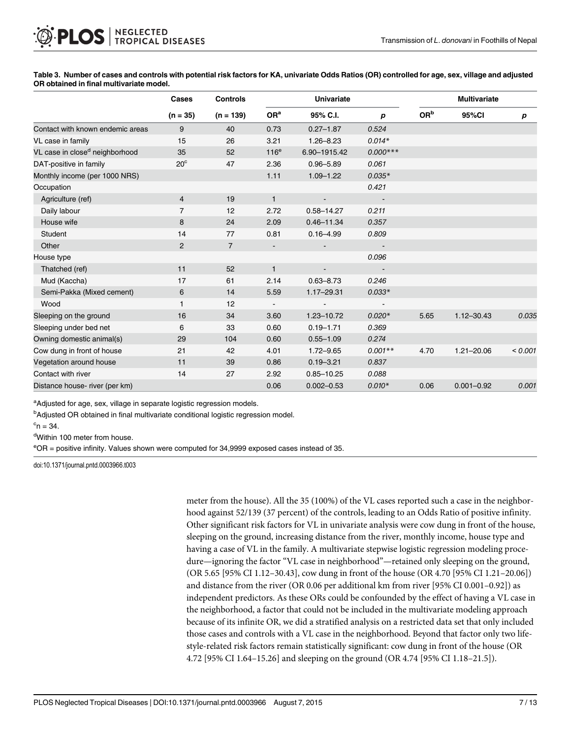**Table 3. Number of cases and controls with potential risk factors for KA, univariate Odds Ratios (OR) controlled for age, sex, village and adjusted OR obtained in final multivariate model.**

| | Cases | Controls | Univariate | | | Multivariate | | |
|---|---|---|---|---|---|---|---|---|
| | (n = 35) | (n = 139) | OR[a] | 95% C.I. | *p* | OR[b] | 95%CI | *p* |
| Contact with known endemic areas | 9 | 40 | 0.73 | 0.27–1.87 | *0.524* | | | |
| VL case in family | 15 | 26 | 3.21 | 1.26–8.23 | *0.014\** | | | |
| VL case in close[d] neighborhood | 35 | 52 | 116[e] | 6.90–1915.42 | *0.000\*\*\** | | | |
| DAT-positive in family | 20[c] | 47 | 2.36 | 0.96–5.89 | *0.061* | | | |
| Monthly income (per 1000 NRS) | | | 1.11 | 1.09–1.22 | *0.035\** | | | |
| Occupation | | | | | *0.421* | | | |
| Agriculture (ref) | 4 | 19 | 1 | - | - | | | |
| Daily labour | 7 | 12 | 2.72 | 0.58–14.27 | *0.211* | | | |
| House wife | 8 | 24 | 2.09 | 0.46–11.34 | *0.357* | | | |
| Student | 14 | 77 | 0.81 | 0.16–4.99 | *0.809* | | | |
| Other | 2 | 7 | - | - | - | | | |
| House type | | | | | *0.096* | | | |
| Thatched (ref) | 11 | 52 | 1 | - | - | | | |
| Mud (Kaccha) | 17 | 61 | 2.14 | 0.63–8.73 | *0.246* | | | |
| Semi-Pakka (Mixed cement) | 6 | 14 | 5.59 | 1.17–29.31 | *0.033\** | | | |
| Wood | 1 | 12 | - | - | - | | | |
| Sleeping on the ground | 16 | 34 | 3.60 | 1.23–10.72 | *0.020\** | 5.65 | 1.12–30.43 | *0.035* |
| Sleeping under bed net | 6 | 33 | 0.60 | 0.19–1.71 | *0.369* | | | |
| Owning domestic animal(s) | 29 | 104 | 0.60 | 0.55–1.09 | *0.274* | | | |
| Cow dung in front of house | 21 | 42 | 4.01 | 1.72–9.65 | *0.001\*\** | 4.70 | 1.21–20.06 | *< 0.001* |
| Vegetation around house | 11 | 39 | 0.86 | 0.19–3.21 | *0.837* | | | |
| Contact with river | 14 | 27 | 2.92 | 0.85–10.25 | *0.088* | | | |
| Distance house- river (per km) | | | 0.06 | 0.002–0.53 | *0.010\** | 0.06 | 0.001–0.92 | *0.001* |

[a]Adjusted for age, sex, village in separate logistic regression models.

[b]Adjusted OR obtained in final multivariate conditional logistic regression model.

[c]n = 34.

[d]Within 100 meter from house.

[e]OR = positive infinity. Values shown were computed for 34,9999 exposed cases instead of 35.

doi:10.1371/journal.pntd.0003966.t003

meter from the house). All the 35 (100%) of the VL cases reported such a case in the neighborhood against 52/139 (37 percent) of the controls, leading to an Odds Ratio of positive infinity. Other significant risk factors for VL in univariate analysis were cow dung in front of the house, sleeping on the ground, increasing distance from the river, monthly income, house type and having a case of VL in the family. A multivariate stepwise logistic regression modeling procedure—ignoring the factor "VL case in neighborhood"—retained only sleeping on the ground, (OR 5.65 [95% CI 1.12–30.43], cow dung in front of the house (OR 4.70 [95% CI 1.21–20.06]) and distance from the river (OR 0.06 per additional km from river [95% CI 0.001–0.92]) as independent predictors. As these ORs could be confounded by the effect of having a VL case in the neighborhood, a factor that could not be included in the multivariate modeling approach because of its infinite OR, we did a stratified analysis on a restricted data set that only included those cases and controls with a VL case in the neighborhood. Beyond that factor only two lifestyle-related risk factors remain statistically significant: cow dung in front of the house (OR 4.72 [95% CI 1.64–15.26] and sleeping on the ground (OR 4.74 [95% CI 1.18–21.5]).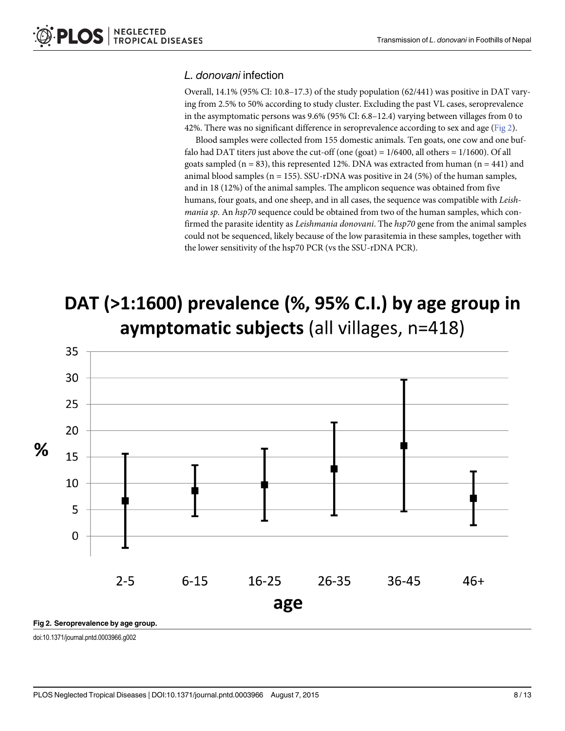### *L. donovani* infection

Overall, 14.1% (95% CI: 10.8–17.3) of the study population (62/441) was positive in DAT varying from 2.5% to 50% according to study cluster. Excluding the past VL cases, seroprevalence in the asymptomatic persons was 9.6% (95% CI: 6.8–12.4) varying between villages from 0 to 42%. There was no significant difference in seroprevalence according to sex and age (Fig 2).

Blood samples were collected from 155 domestic animals. Ten goats, one cow and one buffalo had DAT titers just above the cut-off (one (goat) = 1/6400, all others = 1/1600). Of all goats sampled (n = 83), this represented 12%. DNA was extracted from human (n = 441) and animal blood samples (n = 155). SSU-rDNA was positive in 24 (5%) of the human samples, and in 18 (12%) of the animal samples. The amplicon sequence was obtained from five humans, four goats, and one sheep, and in all cases, the sequence was compatible with *Leishmania sp*. An *hsp70* sequence could be obtained from two of the human samples, which confirmed the parasite identity as *Leishmania donovani*. The *hsp70* gene from the animal samples could not be sequenced, likely because of the low parasitemia in these samples, together with the lower sensitivity of the hsp70 PCR (vs the SSU-rDNA PCR).

**DAT (>1:1600) prevalence (%, 95% C.I.) by age group in aymptomatic subjects** (all villages, n=418)

**Fig 2. Seroprevalence by age group.**

doi:10.1371/journal.pntd.0003966.g002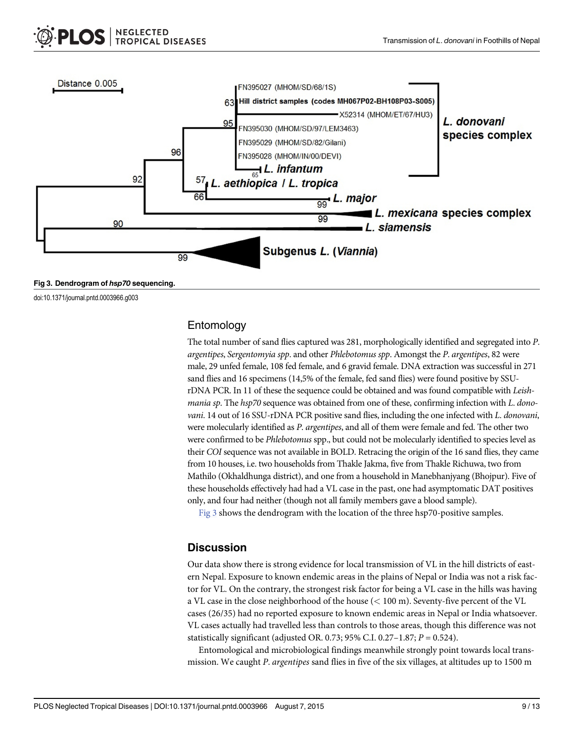Fig 3. Dendrogram of *hsp70* sequencing.

doi:10.1371/journal.pntd.0003966.g003

## Entomology

The total number of sand flies captured was 281, morphologically identified and segregated into *P. argentipes*, *Sergentomyia spp*. and other *Phlebotomus spp*. Amongst the *P. argentipes*, 82 were male, 29 unfed female, 108 fed female, and 6 gravid female. DNA extraction was successful in 271 sand flies and 16 specimens (14,5% of the female, fed sand flies) were found positive by SSU-rDNA PCR. In 11 of these the sequence could be obtained and was found compatible with *Leishmania sp*. The *hsp70* sequence was obtained from one of these, confirming infection with *L. donovani*. 14 out of 16 SSU-rDNA PCR positive sand flies, including the one infected with *L. donovani*, were molecularly identified as *P. argentipes*, and all of them were female and fed. The other two were confirmed to be *Phlebotomus* spp., but could not be molecularly identified to species level as their *COI* sequence was not available in BOLD. Retracing the origin of the 16 sand flies, they came from 10 houses, i.e. two households from Thakle Jakma, five from Thakle Richuwa, two from Mathilo (Okhaldhunga district), and one from a household in Manebhanjyang (Bhojpur). Five of these households effectively had had a VL case in the past, one had asymptomatic DAT positives only, and four had neither (though not all family members gave a blood sample).

Fig 3 shows the dendrogram with the location of the three hsp70-positive samples.

## Discussion

Our data show there is strong evidence for local transmission of VL in the hill districts of eastern Nepal. Exposure to known endemic areas in the plains of Nepal or India was not a risk factor for VL. On the contrary, the strongest risk factor for being a VL case in the hills was having a VL case in the close neighborhood of the house (< 100 m). Seventy-five percent of the VL cases (26/35) had no reported exposure to known endemic areas in Nepal or India whatsoever. VL cases actually had travelled less than controls to those areas, though this difference was not statistically significant (adjusted OR. 0.73; 95% C.I. 0.27–1.87; $P = 0.524$).

Entomological and microbiological findings meanwhile strongly point towards local transmission. We caught *P. argentipes* sand flies in five of the six villages, at altitudes up to 1500 m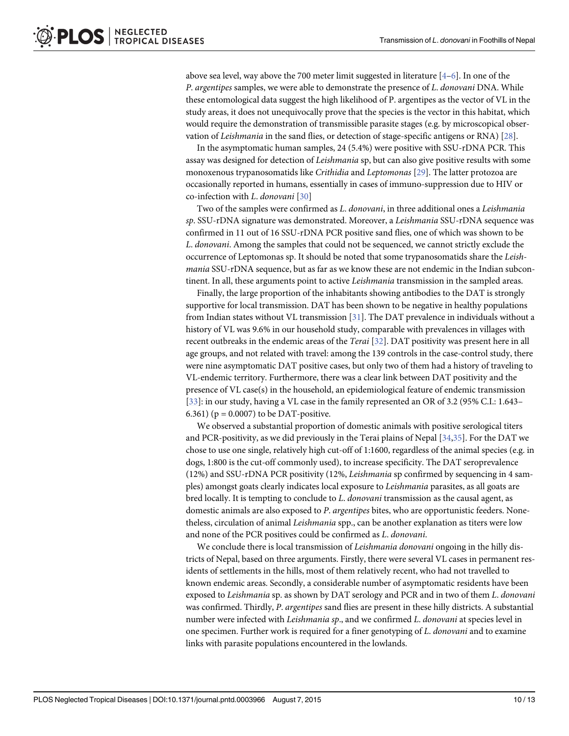above sea level, way above the 700 meter limit suggested in literature [4–6]. In one of the *P. argentipes* samples, we were able to demonstrate the presence of *L. donovani* DNA. While these entomological data suggest the high likelihood of P. argentipes as the vector of VL in the study areas, it does not unequivocally prove that the species is the vector in this habitat, which would require the demonstration of transmissible parasite stages (e.g. by microscopical observation of *Leishmania* in the sand flies, or detection of stage-specific antigens or RNA) [28].

In the asymptomatic human samples, 24 (5.4%) were positive with SSU-rDNA PCR. This assay was designed for detection of *Leishmania* sp, but can also give positive results with some monoxenous trypanosomatids like *Crithidia* and *Leptomonas* [29]. The latter protozoa are occasionally reported in humans, essentially in cases of immuno-suppression due to HIV or co-infection with *L. donovani* [30]

Two of the samples were confirmed as *L. donovani*, in three additional ones a *Leishmania sp*. SSU-rDNA signature was demonstrated. Moreover, a *Leishmania* SSU-rDNA sequence was confirmed in 11 out of 16 SSU-rDNA PCR positive sand flies, one of which was shown to be *L. donovani*. Among the samples that could not be sequenced, we cannot strictly exclude the occurrence of Leptomonas sp. It should be noted that some trypanosomatids share the *Leishmania* SSU-rDNA sequence, but as far as we know these are not endemic in the Indian subcontinent. In all, these arguments point to active *Leishmania* transmission in the sampled areas.

Finally, the large proportion of the inhabitants showing antibodies to the DAT is strongly supportive for local transmission. DAT has been shown to be negative in healthy populations from Indian states without VL transmission [31]. The DAT prevalence in individuals without a history of VL was 9.6% in our household study, comparable with prevalences in villages with recent outbreaks in the endemic areas of the *Terai* [32]. DAT positivity was present here in all age groups, and not related with travel: among the 139 controls in the case-control study, there were nine asymptomatic DAT positive cases, but only two of them had a history of traveling to VL-endemic territory. Furthermore, there was a clear link between DAT positivity and the presence of VL case(s) in the household, an epidemiological feature of endemic transmission [33]: in our study, having a VL case in the family represented an OR of 3.2 (95% C.I.: 1.643–6.361) ($p = 0.0007$) to be DAT-positive.

We observed a substantial proportion of domestic animals with positive serological titers and PCR-positivity, as we did previously in the Terai plains of Nepal [34,35]. For the DAT we chose to use one single, relatively high cut-off of 1:1600, regardless of the animal species (e.g. in dogs, 1:800 is the cut-off commonly used), to increase specificity. The DAT seroprevalence (12%) and SSU-rDNA PCR positivity (12%, *Leishmania* sp confirmed by sequencing in 4 samples) amongst goats clearly indicates local exposure to *Leishmania* parasites, as all goats are bred locally. It is tempting to conclude to *L. donovani* transmission as the causal agent, as domestic animals are also exposed to *P. argentipes* bites, who are opportunistic feeders. Nonetheless, circulation of animal *Leishmania* spp., can be another explanation as titers were low and none of the PCR positives could be confirmed as *L. donovani*.

We conclude there is local transmission of *Leishmania donovani* ongoing in the hilly districts of Nepal, based on three arguments. Firstly, there were several VL cases in permanent residents of settlements in the hills, most of them relatively recent, who had not travelled to known endemic areas. Secondly, a considerable number of asymptomatic residents have been exposed to *Leishmania* sp. as shown by DAT serology and PCR and in two of them *L. donovani* was confirmed. Thirdly, *P. argentipes* sand flies are present in these hilly districts. A substantial number were infected with *Leishmania sp*., and we confirmed *L. donovani* at species level in one specimen. Further work is required for a finer genotyping of *L. donovani* and to examine links with parasite populations encountered in the lowlands.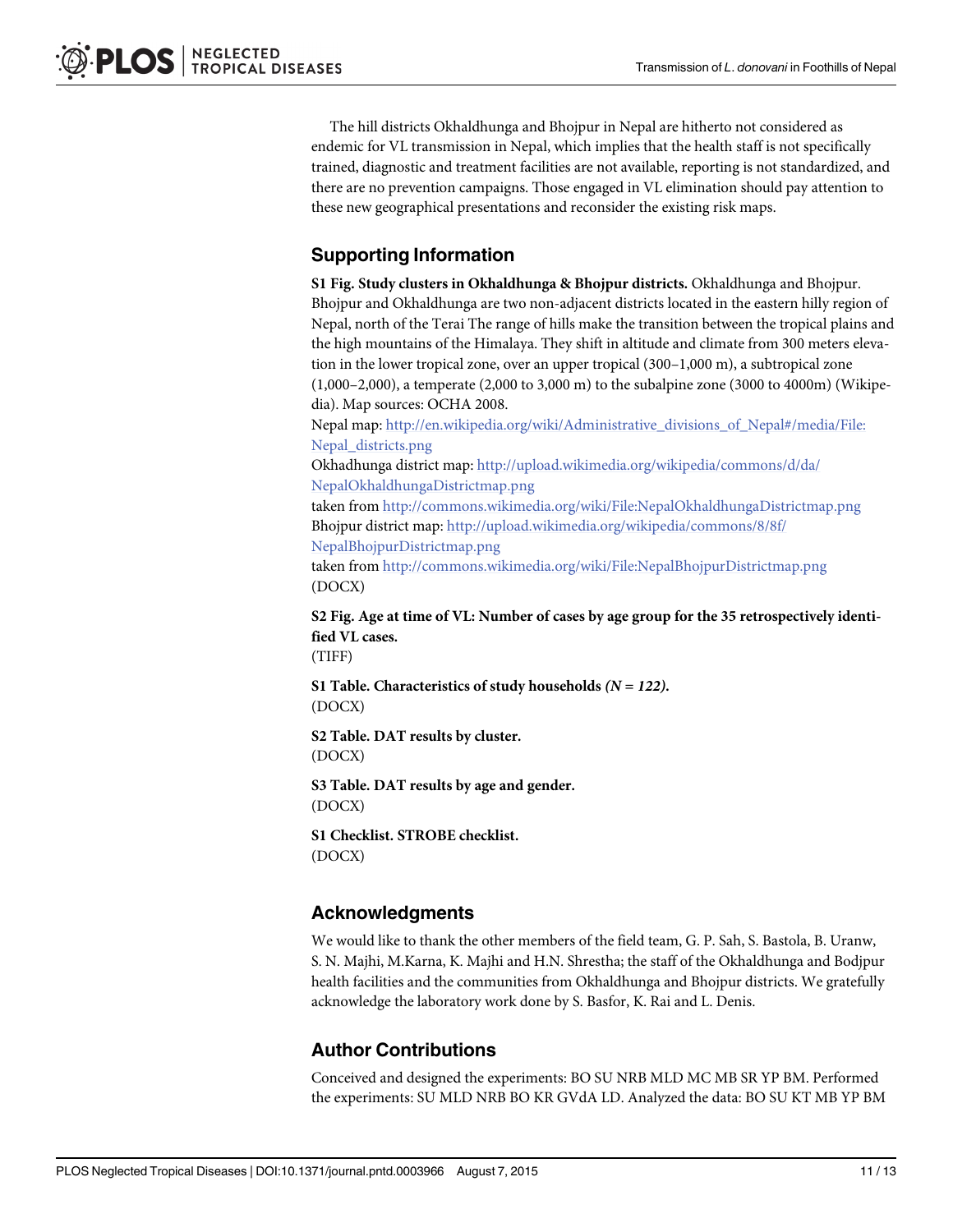The hill districts Okhaldhunga and Bhojpur in Nepal are hitherto not considered as endemic for VL transmission in Nepal, which implies that the health staff is not specifically trained, diagnostic and treatment facilities are not available, reporting is not standardized, and there are no prevention campaigns. Those engaged in VL elimination should pay attention to these new geographical presentations and reconsider the existing risk maps.

## Supporting Information

**S1 Fig. Study clusters in Okhaldhunga & Bhojpur districts.** Okhaldhunga and Bhojpur. Bhojpur and Okhaldhunga are two non-adjacent districts located in the eastern hilly region of Nepal, north of the Terai The range of hills make the transition between the tropical plains and the high mountains of the Himalaya. They shift in altitude and climate from 300 meters elevation in the lower tropical zone, over an upper tropical (300–1,000 m), a subtropical zone (1,000–2,000), a temperate (2,000 to 3,000 m) to the subalpine zone (3000 to 4000m) (Wikipedia). Map sources: OCHA 2008.
Nepal map: http://en.wikipedia.org/wiki/Administrative_divisions_of_Nepal#/media/File:Nepal_districts.png
Okhadhunga district map: http://upload.wikimedia.org/wikipedia/commons/d/da/NepalOkhaldhungaDistrictmap.png
taken from http://commons.wikimedia.org/wiki/File:NepalOkhaldhungaDistrictmap.png
Bhojpur district map: http://upload.wikimedia.org/wikipedia/commons/8/8f/NepalBhojpurDistrictmap.png
taken from http://commons.wikimedia.org/wiki/File:NepalBhojpurDistrictmap.png
(DOCX)

**S2 Fig. Age at time of VL: Number of cases by age group for the 35 retrospectively identified VL cases.**
(TIFF)

**S1 Table. Characteristics of study households *(N = 122)*.**
(DOCX)

**S2 Table. DAT results by cluster.**
(DOCX)

**S3 Table. DAT results by age and gender.**
(DOCX)

**S1 Checklist. STROBE checklist.**
(DOCX)

## Acknowledgments

We would like to thank the other members of the field team, G. P. Sah, S. Bastola, B. Uranw, S. N. Majhi, M.Karna, K. Majhi and H.N. Shrestha; the staff of the Okhaldhunga and Bodjpur health facilities and the communities from Okhaldhunga and Bhojpur districts. We gratefully acknowledge the laboratory work done by S. Basfor, K. Rai and L. Denis.

## Author Contributions

Conceived and designed the experiments: BO SU NRB MLD MC MB SR YP BM. Performed the experiments: SU MLD NRB BO KR GVdA LD. Analyzed the data: BO SU KT MB YP BM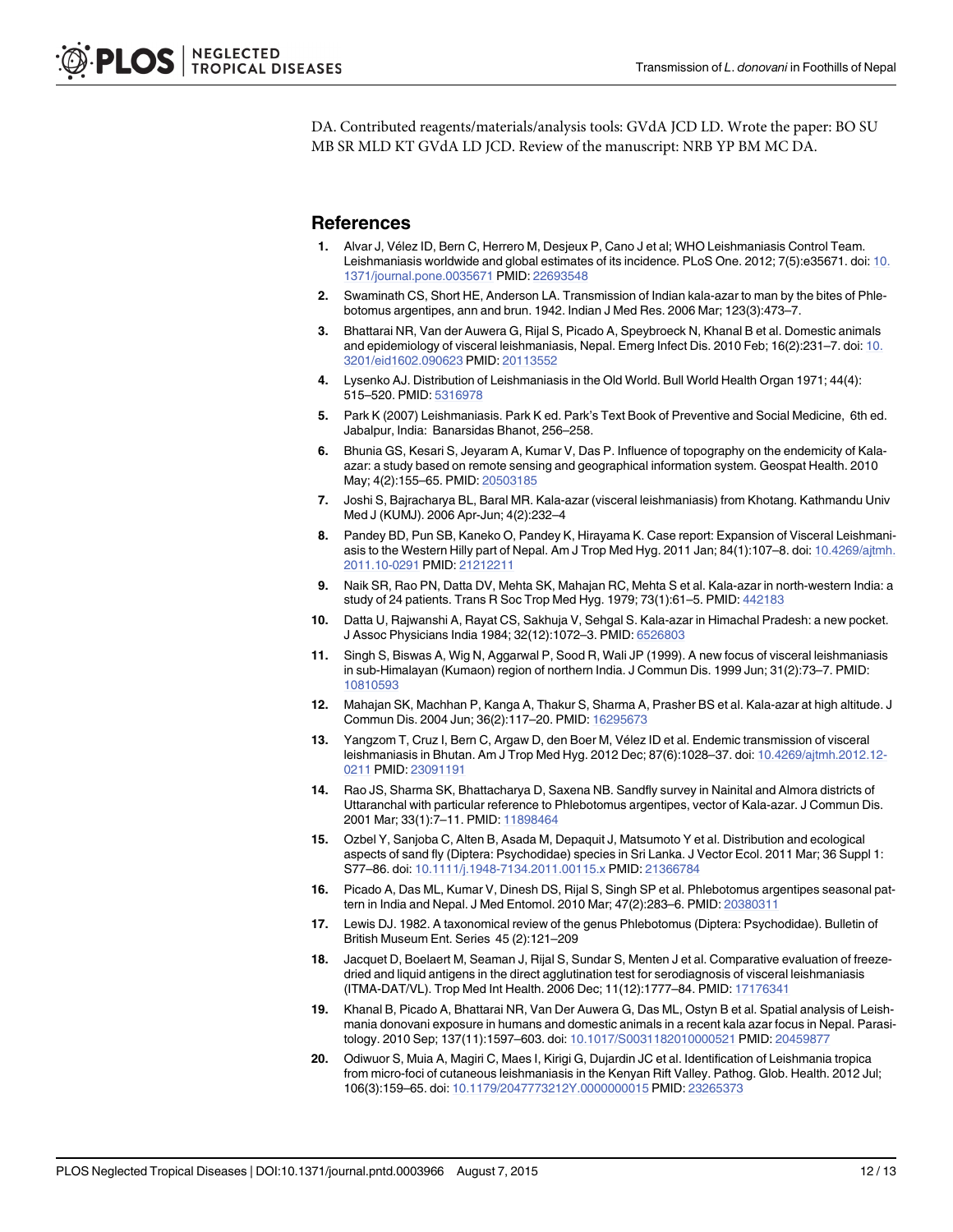DA. Contributed reagents/materials/analysis tools: GVdA JCD LD. Wrote the paper: BO SU MB SR MLD KT GVdA LD JCD. Review of the manuscript: NRB YP BM MC DA.

## References

1. Alvar J, Vélez ID, Bern C, Herrero M, Desjeux P, Cano J et al; WHO Leishmaniasis Control Team. Leishmaniasis worldwide and global estimates of its incidence. PLoS One. 2012; 7(5):e35671. doi: 10.1371/journal.pone.0035671 PMID: 22693548
2. Swaminath CS, Short HE, Anderson LA. Transmission of Indian kala-azar to man by the bites of Phlebotomus argentipes, ann and brun. 1942. Indian J Med Res. 2006 Mar; 123(3):473–7.
3. Bhattarai NR, Van der Auwera G, Rijal S, Picado A, Speybroeck N, Khanal B et al. Domestic animals and epidemiology of visceral leishmaniasis, Nepal. Emerg Infect Dis. 2010 Feb; 16(2):231–7. doi: 10.3201/eid1602.090623 PMID: 20113552
4. Lysenko AJ. Distribution of Leishmaniasis in the Old World. Bull World Health Organ 1971; 44(4): 515–520. PMID: 5316978
5. Park K (2007) Leishmaniasis. Park K ed. Park's Text Book of Preventive and Social Medicine, 6th ed. Jabalpur, India: Banarsidas Bhanot, 256–258.
6. Bhunia GS, Kesari S, Jeyaram A, Kumar V, Das P. Influence of topography on the endemicity of Kala-azar: a study based on remote sensing and geographical information system. Geospat Health. 2010 May; 4(2):155–65. PMID: 20503185
7. Joshi S, Bajracharya BL, Baral MR. Kala-azar (visceral leishmaniasis) from Khotang. Kathmandu Univ Med J (KUMJ). 2006 Apr-Jun; 4(2):232–4
8. Pandey BD, Pun SB, Kaneko O, Pandey K, Hirayama K. Case report: Expansion of Visceral Leishmaniasis to the Western Hilly part of Nepal. Am J Trop Med Hyg. 2011 Jan; 84(1):107–8. doi: 10.4269/ajtmh.2011.10-0291 PMID: 21212211
9. Naik SR, Rao PN, Datta DV, Mehta SK, Mahajan RC, Mehta S et al. Kala-azar in north-western India: a study of 24 patients. Trans R Soc Trop Med Hyg. 1979; 73(1):61–5. PMID: 442183
10. Datta U, Rajwanshi A, Rayat CS, Sakhuja V, Sehgal S. Kala-azar in Himachal Pradesh: a new pocket. J Assoc Physicians India 1984; 32(12):1072–3. PMID: 6526803
11. Singh S, Biswas A, Wig N, Aggarwal P, Sood R, Wali JP (1999). A new focus of visceral leishmaniasis in sub-Himalayan (Kumaon) region of northern India. J Commun Dis. 1999 Jun; 31(2):73–7. PMID: 10810593
12. Mahajan SK, Machhan P, Kanga A, Thakur S, Sharma A, Prasher BS et al. Kala-azar at high altitude. J Commun Dis. 2004 Jun; 36(2):117–20. PMID: 16295673
13. Yangzom T, Cruz I, Bern C, Argaw D, den Boer M, Vélez ID et al. Endemic transmission of visceral leishmaniasis in Bhutan. Am J Trop Med Hyg. 2012 Dec; 87(6):1028–37. doi: 10.4269/ajtmh.2012.12-0211 PMID: 23091191
14. Rao JS, Sharma SK, Bhattacharya D, Saxena NB. Sandfly survey in Nainital and Almora districts of Uttaranchal with particular reference to Phlebotomus argentipes, vector of Kala-azar. J Commun Dis. 2001 Mar; 33(1):7–11. PMID: 11898464
15. Ozbel Y, Sanjoba C, Alten B, Asada M, Depaquit J, Matsumoto Y et al. Distribution and ecological aspects of sand fly (Diptera: Psychodidae) species in Sri Lanka. J Vector Ecol. 2011 Mar; 36 Suppl 1: S77–86. doi: 10.1111/j.1948-7134.2011.00115.x PMID: 21366784
16. Picado A, Das ML, Kumar V, Dinesh DS, Rijal S, Singh SP et al. Phlebotomus argentipes seasonal pattern in India and Nepal. J Med Entomol. 2010 Mar; 47(2):283–6. PMID: 20380311
17. Lewis DJ. 1982. A taxonomical review of the genus Phlebotomus (Diptera: Psychodidae). Bulletin of British Museum Ent. Series 45 (2):121–209
18. Jacquet D, Boelaert M, Seaman J, Rijal S, Sundar S, Menten J et al. Comparative evaluation of freeze-dried and liquid antigens in the direct agglutination test for serodiagnosis of visceral leishmaniasis (ITMA-DAT/VL). Trop Med Int Health. 2006 Dec; 11(12):1777–84. PMID: 17176341
19. Khanal B, Picado A, Bhattarai NR, Van Der Auwera G, Das ML, Ostyn B et al. Spatial analysis of Leishmania donovani exposure in humans and domestic animals in a recent kala azar focus in Nepal. Parasitology. 2010 Sep; 137(11):1597–603. doi: 10.1017/S0031182010000521 PMID: 20459877
20. Odiwuor S, Muia A, Magiri C, Maes I, Kirigi G, Dujardin JC et al. Identification of Leishmania tropica from micro-foci of cutaneous leishmaniasis in the Kenyan Rift Valley. Pathog. Glob. Health. 2012 Jul; 106(3):159–65. doi: 10.1179/2047773212Y.0000000015 PMID: 23265373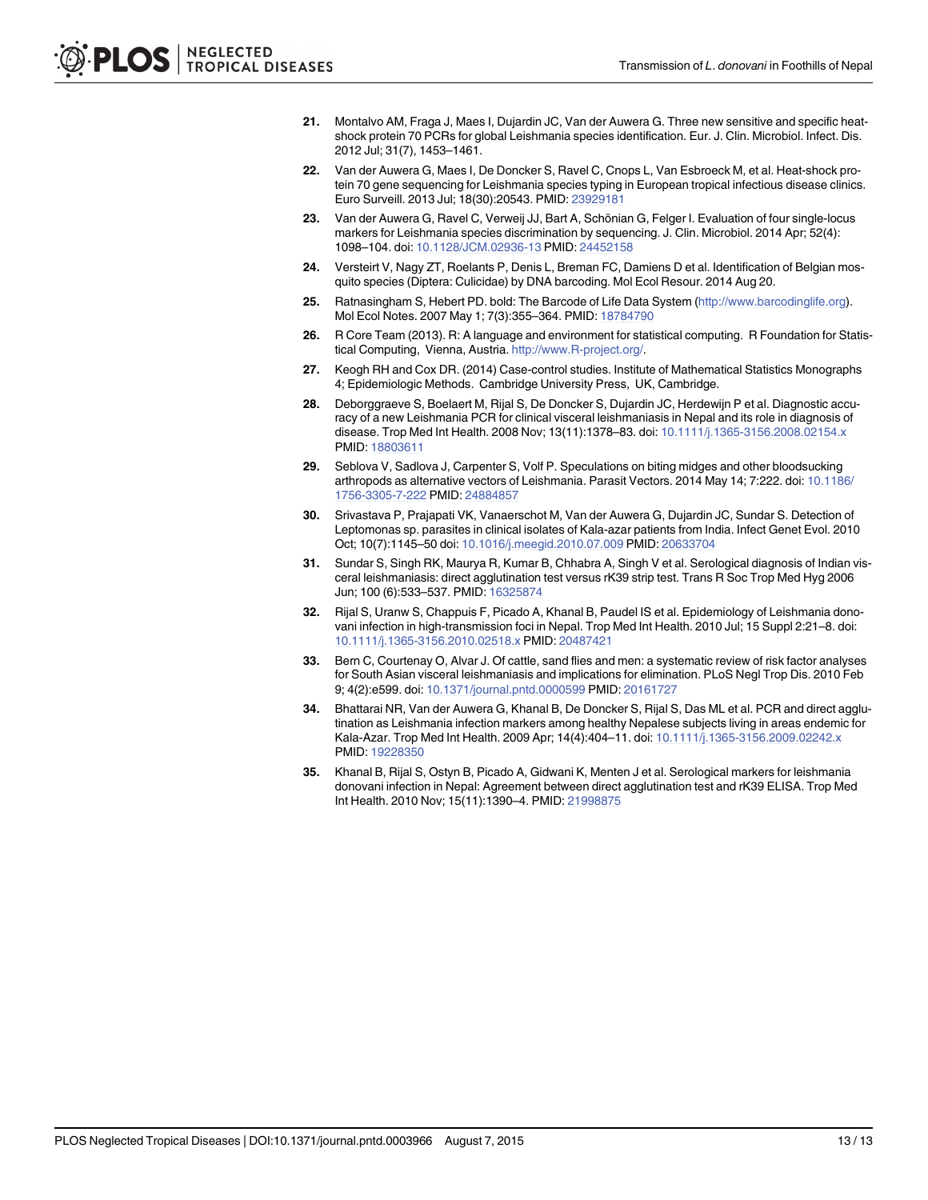21. Montalvo AM, Fraga J, Maes I, Dujardin JC, Van der Auwera G. Three new sensitive and specific heat-shock protein 70 PCRs for global Leishmania species identification. Eur. J. Clin. Microbiol. Infect. Dis. 2012 Jul; 31(7), 1453–1461.
22. Van der Auwera G, Maes I, De Doncker S, Ravel C, Cnops L, Van Esbroeck M, et al. Heat-shock protein 70 gene sequencing for Leishmania species typing in European tropical infectious disease clinics. Euro Surveill. 2013 Jul; 18(30):20543. PMID: 23929181
23. Van der Auwera G, Ravel C, Verweij JJ, Bart A, Schönian G, Felger I. Evaluation of four single-locus markers for Leishmania species discrimination by sequencing. J. Clin. Microbiol. 2014 Apr; 52(4): 1098–104. doi: 10.1128/JCM.02936-13 PMID: 24452158
24. Versteirt V, Nagy ZT, Roelants P, Denis L, Breman FC, Damiens D et al. Identification of Belgian mosquito species (Diptera: Culicidae) by DNA barcoding. Mol Ecol Resour. 2014 Aug 20.
25. Ratnasingham S, Hebert PD. bold: The Barcode of Life Data System (http://www.barcodinglife.org). Mol Ecol Notes. 2007 May 1; 7(3):355–364. PMID: 18784790
26. R Core Team (2013). R: A language and environment for statistical computing. R Foundation for Statistical Computing, Vienna, Austria. http://www.R-project.org/.
27. Keogh RH and Cox DR. (2014) Case-control studies. Institute of Mathematical Statistics Monographs 4; Epidemiologic Methods. Cambridge University Press, UK, Cambridge.
28. Deborggraeve S, Boelaert M, Rijal S, De Doncker S, Dujardin JC, Herdewijn P et al. Diagnostic accuracy of a new Leishmania PCR for clinical visceral leishmaniasis in Nepal and its role in diagnosis of disease. Trop Med Int Health. 2008 Nov; 13(11):1378–83. doi: 10.1111/j.1365-3156.2008.02154.x PMID: 18803611
29. Seblova V, Sadlova J, Carpenter S, Volf P. Speculations on biting midges and other bloodsucking arthropods as alternative vectors of Leishmania. Parasit Vectors. 2014 May 14; 7:222. doi: 10.1186/1756-3305-7-222 PMID: 24884857
30. Srivastava P, Prajapati VK, Vanaerschot M, Van der Auwera G, Dujardin JC, Sundar S. Detection of Leptomonas sp. parasites in clinical isolates of Kala-azar patients from India. Infect Genet Evol. 2010 Oct; 10(7):1145–50 doi: 10.1016/j.meegid.2010.07.009 PMID: 20633704
31. Sundar S, Singh RK, Maurya R, Kumar B, Chhabra A, Singh V et al. Serological diagnosis of Indian visceral leishmaniasis: direct agglutination test versus rK39 strip test. Trans R Soc Trop Med Hyg 2006 Jun; 100 (6):533–537. PMID: 16325874
32. Rijal S, Uranw S, Chappuis F, Picado A, Khanal B, Paudel IS et al. Epidemiology of Leishmania donovani infection in high-transmission foci in Nepal. Trop Med Int Health. 2010 Jul; 15 Suppl 2:21–8. doi: 10.1111/j.1365-3156.2010.02518.x PMID: 20487421
33. Bern C, Courtenay O, Alvar J. Of cattle, sand flies and men: a systematic review of risk factor analyses for South Asian visceral leishmaniasis and implications for elimination. PLoS Negl Trop Dis. 2010 Feb 9; 4(2):e599. doi: 10.1371/journal.pntd.0000599 PMID: 20161727
34. Bhattarai NR, Van der Auwera G, Khanal B, De Doncker S, Rijal S, Das ML et al. PCR and direct agglutination as Leishmania infection markers among healthy Nepalese subjects living in areas endemic for Kala-Azar. Trop Med Int Health. 2009 Apr; 14(4):404–11. doi: 10.1111/j.1365-3156.2009.02242.x PMID: 19228350
35. Khanal B, Rijal S, Ostyn B, Picado A, Gidwani K, Menten J et al. Serological markers for leishmania donovani infection in Nepal: Agreement between direct agglutination test and rK39 ELISA. Trop Med Int Health. 2010 Nov; 15(11):1390–4. PMID: 21998875